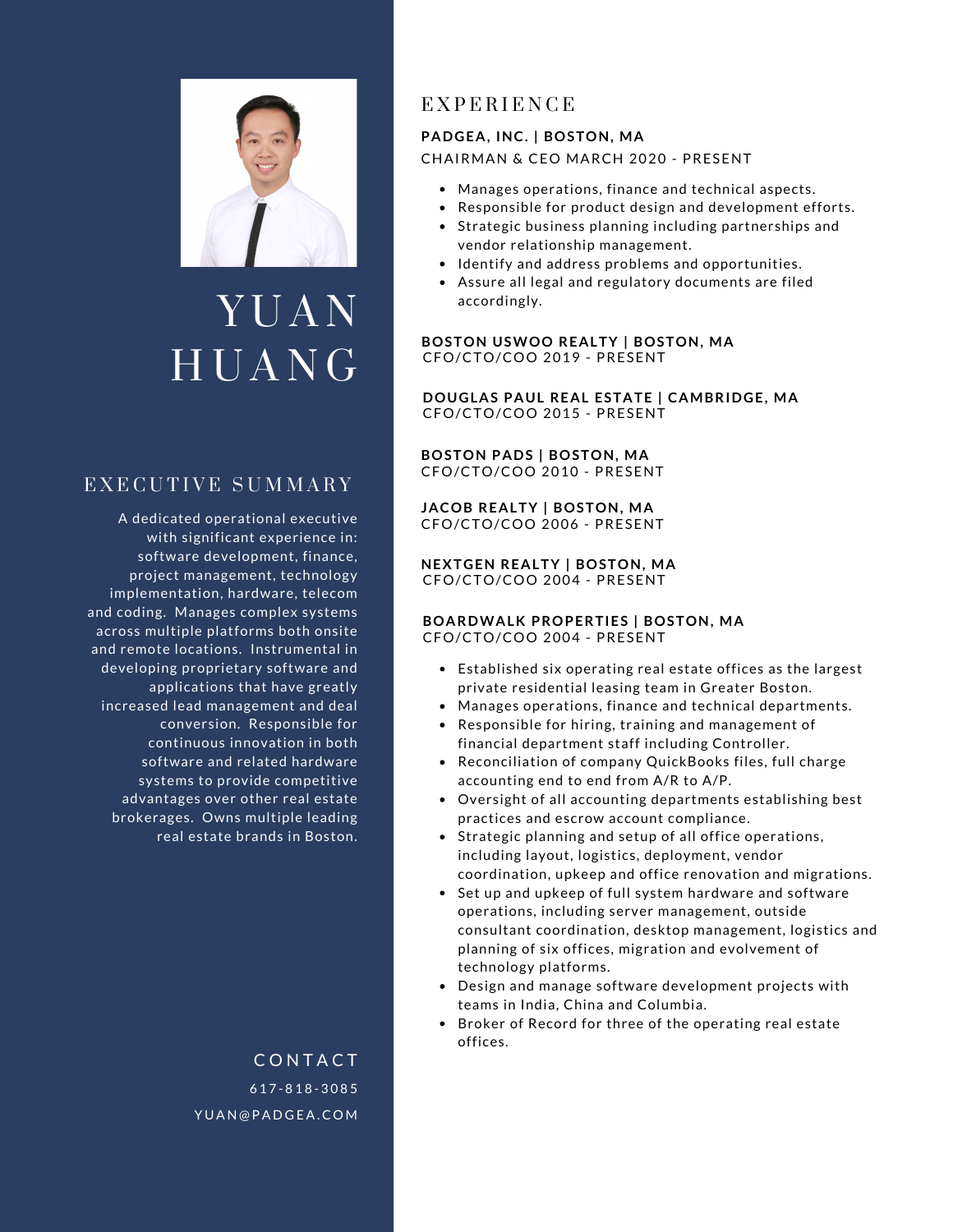# YUAN HUANG

## EXECUTIVE SUMMARY

A dedicated operational executive with significant experience in: software development, finance, project management, technology implementation, hardware, telecom and coding. Manages complex systems across multiple platforms both onsite and remote locations. Instrumental in developing proprietary software and applications that have greatly increased lead management and deal conversion. Responsible for continuous innovation in both software and related hardware systems to provide competitive advantages over other real estate brokerages. Owns multiple leading real estate brands in Boston.

## CONTACT

617-818-3085

YUAN@PADGEA.COM

## EXPERIENCE

**PADGEA, INC. | BOSTON, MA**
CHAIRMAN & CEO MARCH 2020 - PRESENT

- Manages operations, finance and technical aspects.
- Responsible for product design and development efforts.
- Strategic business planning including partnerships and vendor relationship management.
- Identify and address problems and opportunities.
- Assure all legal and regulatory documents are filed accordingly.

**BOSTON USWOO REALTY | BOSTON, MA**
CFO/CTO/COO 2019 - PRESENT

**DOUGLAS PAUL REAL ESTATE | CAMBRIDGE, MA**
CFO/CTO/COO 2015 - PRESENT

**BOSTON PADS | BOSTON, MA**
CFO/CTO/COO 2010 - PRESENT

**JACOB REALTY | BOSTON, MA**
CFO/CTO/COO 2006 - PRESENT

**NEXTGEN REALTY | BOSTON, MA**
CFO/CTO/COO 2004 - PRESENT

**BOARDWALK PROPERTIES | BOSTON, MA**
CFO/CTO/COO 2004 - PRESENT

- Established six operating real estate offices as the largest private residential leasing team in Greater Boston.
- Manages operations, finance and technical departments.
- Responsible for hiring, training and management of financial department staff including Controller.
- Reconciliation of company QuickBooks files, full charge accounting end to end from A/R to A/P.
- Oversight of all accounting departments establishing best practices and escrow account compliance.
- Strategic planning and setup of all office operations, including layout, logistics, deployment, vendor coordination, upkeep and office renovation and migrations.
- Set up and upkeep of full system hardware and software operations, including server management, outside consultant coordination, desktop management, logistics and planning of six offices, migration and evolvement of technology platforms.
- Design and manage software development projects with teams in India, China and Columbia.
- Broker of Record for three of the operating real estate offices.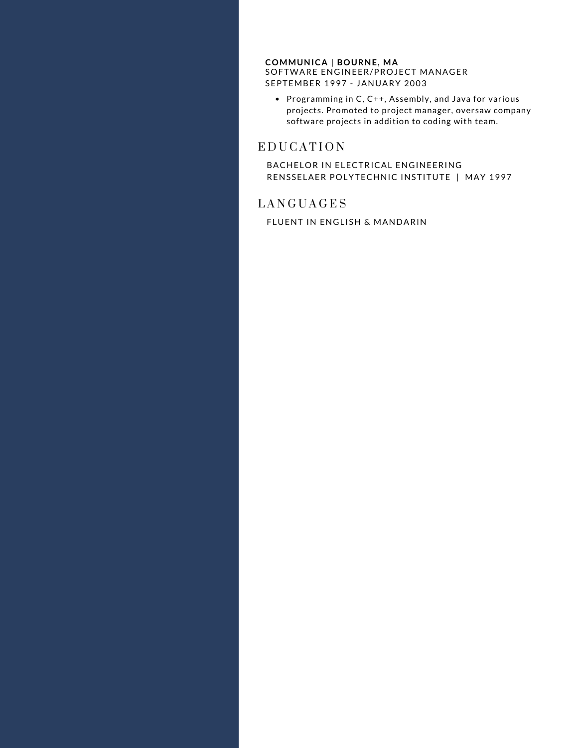**COMMUNICA | BOURNE, MA**
SOFTWARE ENGINEER/PROJECT MANAGER
SEPTEMBER 1997 - JANUARY 2003

- Programming in C, C++, Assembly, and Java for various projects. Promoted to project manager, oversaw company software projects in addition to coding with team.

## EDUCATION

BACHELOR IN ELECTRICAL ENGINEERING
RENSSELAER POLYTECHNIC INSTITUTE | MAY 1997

## LANGUAGES

FLUENT IN ENGLISH & MANDARIN